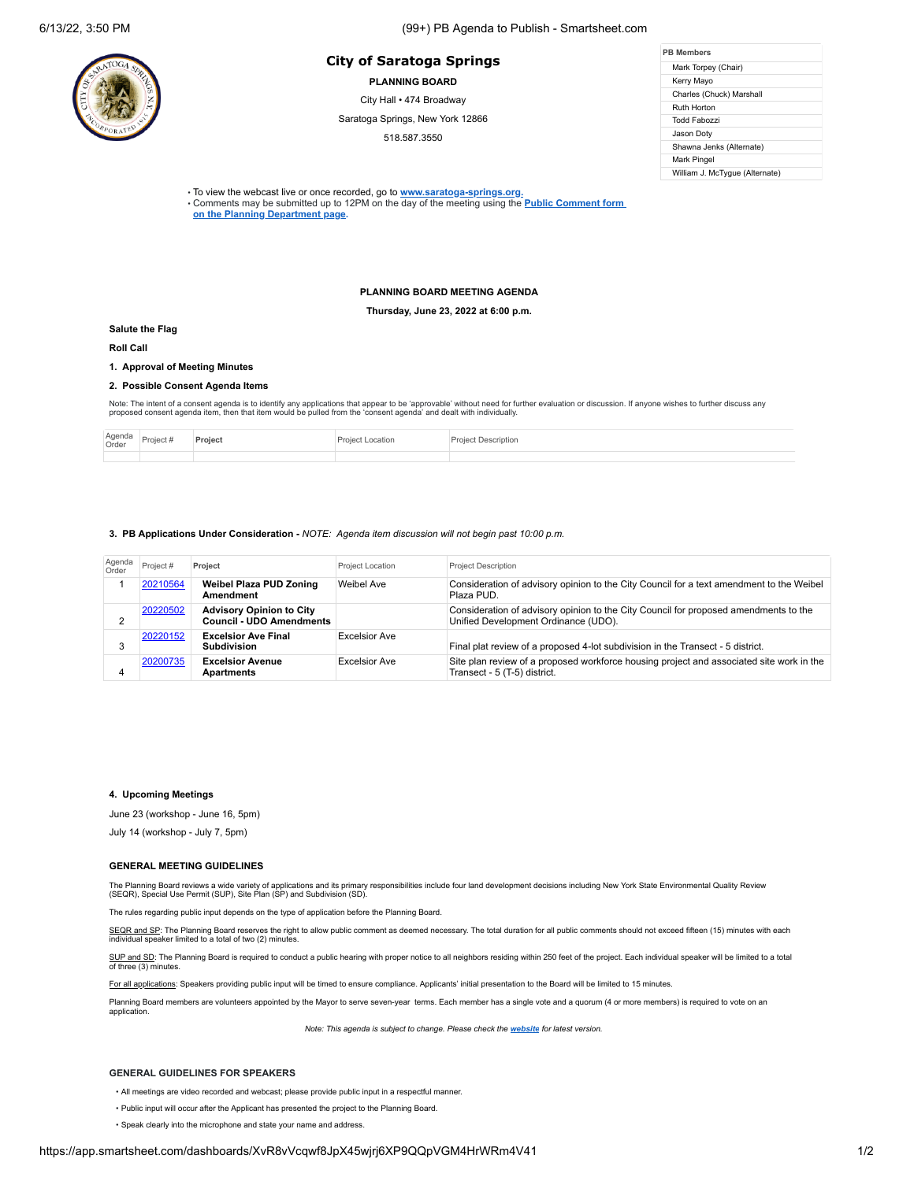# City of Saratoga Springs

**PLANNING BOARD**

City Hall • 474 Broadway

Saratoga Springs, New York 12866

518.587.3550

| PB Members |
|---|
| Mark Torpey (Chair) |
| Kerry Mayo |
| Charles (Chuck) Marshall |
| Ruth Horton |
| Todd Fabozzi |
| Jason Doty |
| Shawna Jenks (Alternate) |
| Mark Pingel |
| William J. McTygue (Alternate) |

- To view the webcast live or once recorded, go to **www.saratoga-springs.org.**
- Comments may be submitted up to 12PM on the day of the meeting using the **Public Comment form on the Planning Department page**.

**PLANNING BOARD MEETING AGENDA**

**Thursday, June 23, 2022 at 6:00 p.m.**

**Salute the Flag**

**Roll Call**

**1. Approval of Meeting Minutes**

**2. Possible Consent Agenda Items**

Note: The intent of a consent agenda is to identify any applications that appear to be 'approvable' without need for further evaluation or discussion. If anyone wishes to further discuss any proposed consent agenda item, then that item would be pulled from the 'consent agenda' and dealt with individually.

| Agenda Order | Project # | **Project** | Project Location | Project Description |
|---|---|---|---|---|
| | | | | |

**3. PB Applications Under Consideration -** *NOTE: Agenda item discussion will not begin past 10:00 p.m.*

| Agenda Order | Project # | Project | Project Location | Project Description |
|---|---|---|---|---|
| 1 | 20210564 | **Weibel Plaza PUD Zoning Amendment** | Weibel Ave | Consideration of advisory opinion to the City Council for a text amendment to the Weibel Plaza PUD. |
| 2 | 20220502 | **Advisory Opinion to City Council - UDO Amendments** | | Consideration of advisory opinion to the City Council for proposed amendments to the Unified Development Ordinance (UDO). |
| 3 | 20220152 | **Excelsior Ave Final Subdivision** | Excelsior Ave | Final plat review of a proposed 4-lot subdivision in the Transect - 5 district. |
| 4 | 20200735 | **Excelsior Avenue Apartments** | Excelsior Ave | Site plan review of a proposed workforce housing project and associated site work in the Transect - 5 (T-5) district. |

**4. Upcoming Meetings**

June 23 (workshop - June 16, 5pm)

July 14 (workshop - July 7, 5pm)

### GENERAL MEETING GUIDELINES

The Planning Board reviews a wide variety of applications and its primary responsibilities include four land development decisions including New York State Environmental Quality Review (SEQR), Special Use Permit (SUP), Site Plan (SP) and Subdivision (SD).

The rules regarding public input depends on the type of application before the Planning Board.

SEQR and SP: The Planning Board reserves the right to allow public comment as deemed necessary. The total duration for all public comments should not exceed fifteen (15) minutes with each individual speaker limited to a total of two (2) minutes.

SUP and SD: The Planning Board is required to conduct a public hearing with proper notice to all neighbors residing within 250 feet of the project. Each individual speaker will be limited to a total of three (3) minutes.

For all applications: Speakers providing public input will be timed to ensure compliance. Applicants' initial presentation to the Board will be limited to 15 minutes.

Planning Board members are volunteers appointed by the Mayor to serve seven-year terms. Each member has a single vote and a quorum (4 or more members) is required to vote on an application.

*Note: This agenda is subject to change. Please check the **website** for latest version.*

### GENERAL GUIDELINES FOR SPEAKERS

- All meetings are video recorded and webcast; please provide public input in a respectful manner.
- Public input will occur after the Applicant has presented the project to the Planning Board.
- Speak clearly into the microphone and state your name and address.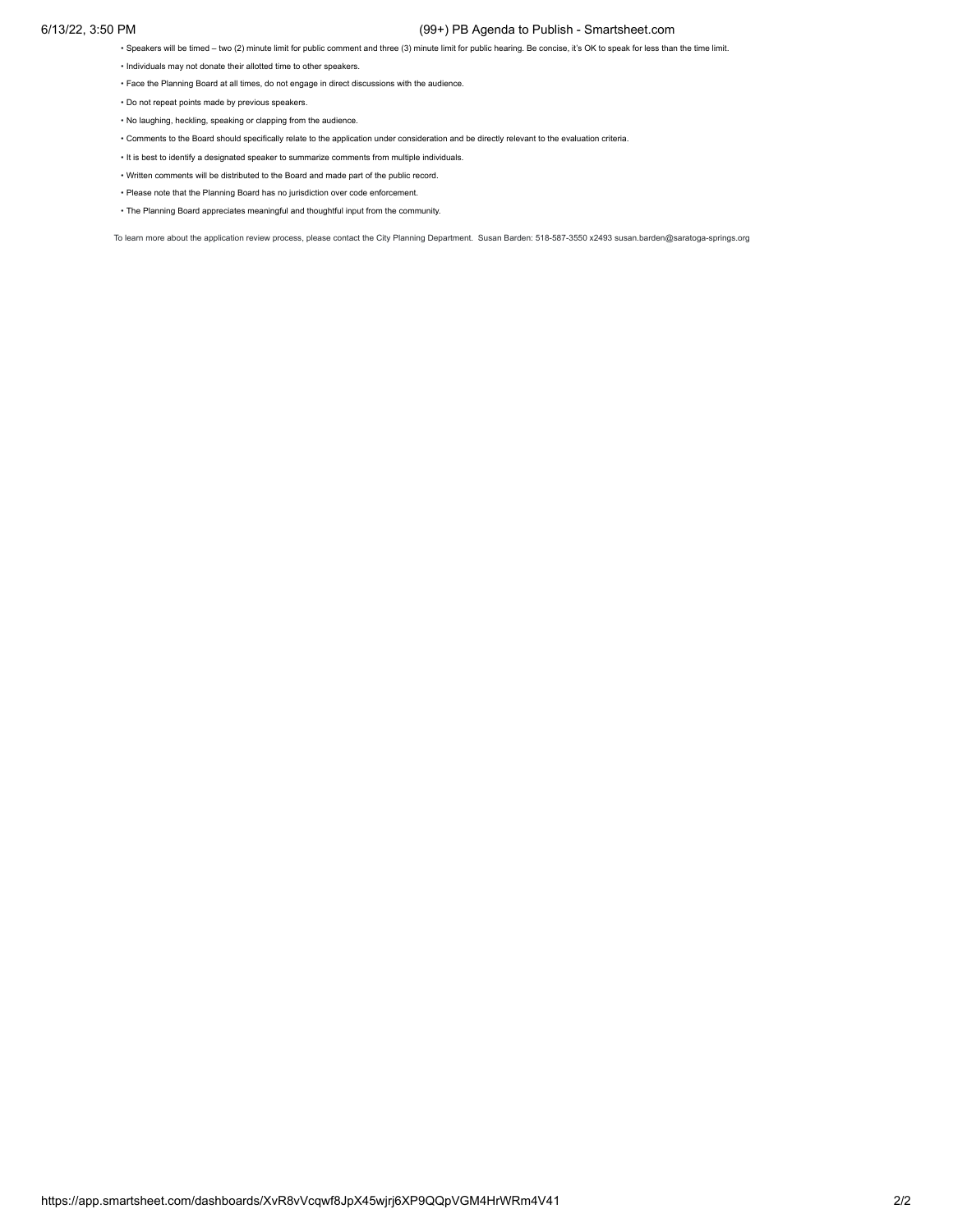- Speakers will be timed – two (2) minute limit for public comment and three (3) minute limit for public hearing. Be concise, it's OK to speak for less than the time limit.
- Individuals may not donate their allotted time to other speakers.
- Face the Planning Board at all times, do not engage in direct discussions with the audience.
- Do not repeat points made by previous speakers.
- No laughing, heckling, speaking or clapping from the audience.
- Comments to the Board should specifically relate to the application under consideration and be directly relevant to the evaluation criteria.
- It is best to identify a designated speaker to summarize comments from multiple individuals.
- Written comments will be distributed to the Board and made part of the public record.
- Please note that the Planning Board has no jurisdiction over code enforcement.
- The Planning Board appreciates meaningful and thoughtful input from the community.

To learn more about the application review process, please contact the City Planning Department. Susan Barden: 518-587-3550 x2493 susan.barden@saratoga-springs.org